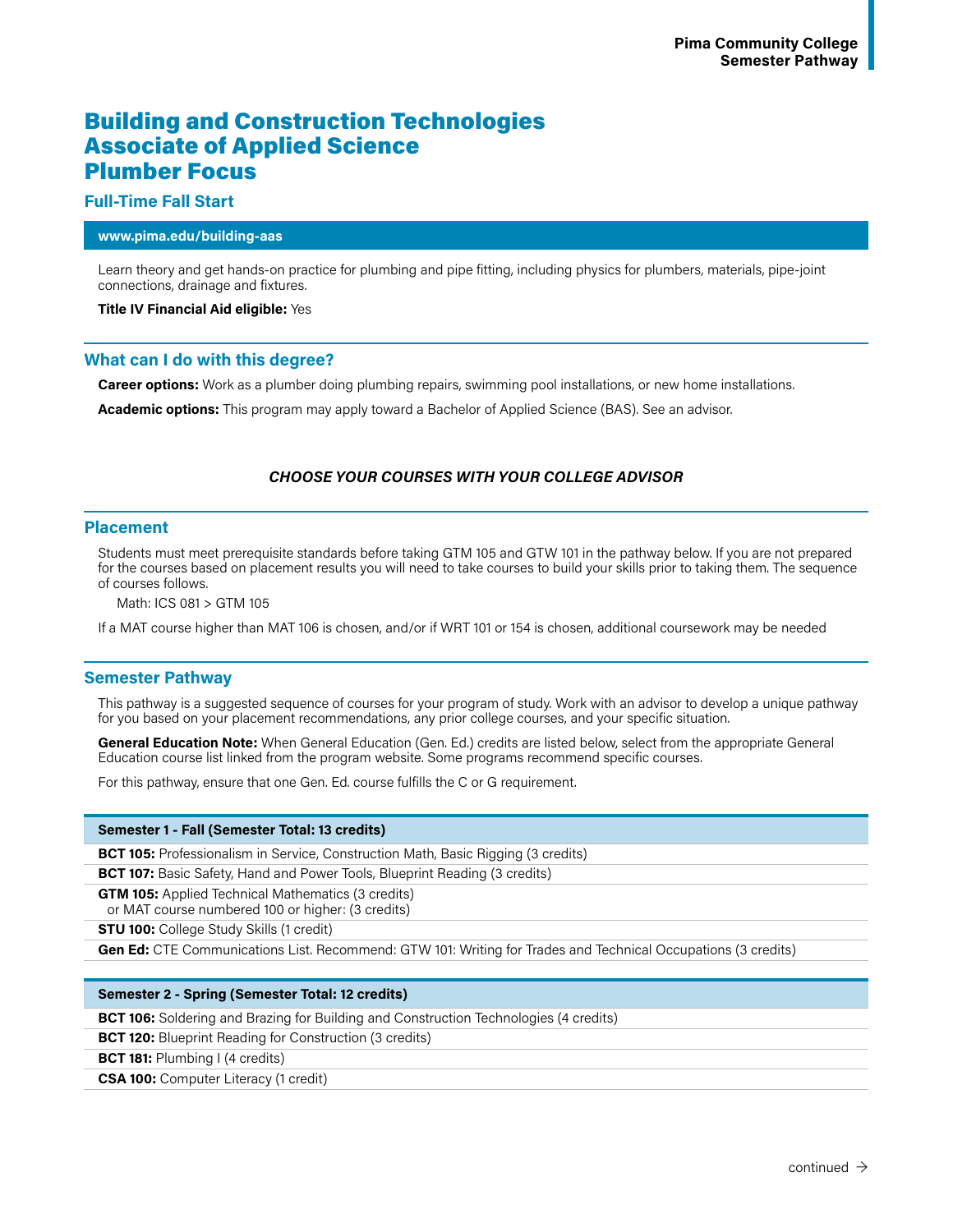# Building and Construction Technologies Associate of Applied Science Plumber Focus

## Full-Time Fall Start

**www.pima.edu/building-aas**

Learn theory and get hands-on practice for plumbing and pipe fitting, including physics for plumbers, materials, pipe-joint connections, drainage and fixtures.

**Title IV Financial Aid eligible:** Yes

## What can I do with this degree?

**Career options:** Work as a plumber doing plumbing repairs, swimming pool installations, or new home installations.

**Academic options:** This program may apply toward a Bachelor of Applied Science (BAS). See an advisor.

***CHOOSE YOUR COURSES WITH YOUR COLLEGE ADVISOR***

## Placement

Students must meet prerequisite standards before taking GTM 105 and GTW 101 in the pathway below. If you are not prepared for the courses based on placement results you will need to take courses to build your skills prior to taking them. The sequence of courses follows.

Math: ICS 081 > GTM 105

If a MAT course higher than MAT 106 is chosen, and/or if WRT 101 or 154 is chosen, additional coursework may be needed

## Semester Pathway

This pathway is a suggested sequence of courses for your program of study. Work with an advisor to develop a unique pathway for you based on your placement recommendations, any prior college courses, and your specific situation.

**General Education Note:** When General Education (Gen. Ed.) credits are listed below, select from the appropriate General Education course list linked from the program website. Some programs recommend specific courses.

For this pathway, ensure that one Gen. Ed. course fulfills the C or G requirement.

| Semester 1 - Fall (Semester Total: 13 credits) |
|---|
| **BCT 105:** Professionalism in Service, Construction Math, Basic Rigging (3 credits) |
| **BCT 107:** Basic Safety, Hand and Power Tools, Blueprint Reading (3 credits) |
| **GTM 105:** Applied Technical Mathematics (3 credits) or MAT course numbered 100 or higher: (3 credits) |
| **STU 100:** College Study Skills (1 credit) |
| **Gen Ed:** CTE Communications List. Recommend: GTW 101: Writing for Trades and Technical Occupations (3 credits) |

| Semester 2 - Spring (Semester Total: 12 credits) |
|---|
| **BCT 106:** Soldering and Brazing for Building and Construction Technologies (4 credits) |
| **BCT 120:** Blueprint Reading for Construction (3 credits) |
| **BCT 181:** Plumbing I (4 credits) |
| **CSA 100:** Computer Literacy (1 credit) |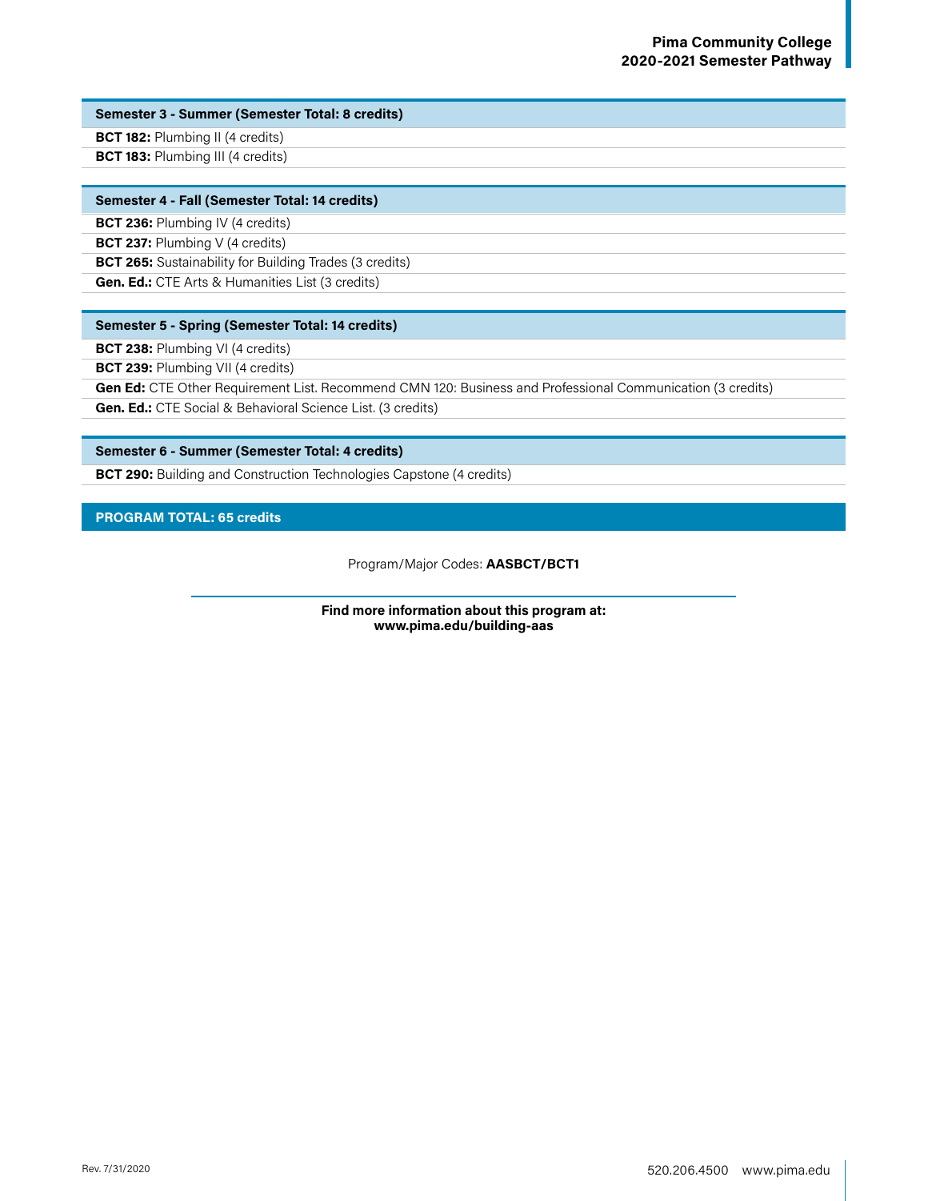### Semester 3 - Summer (Semester Total: 8 credits)

**BCT 182:** Plumbing II (4 credits)

**BCT 183:** Plumbing III (4 credits)

### Semester 4 - Fall (Semester Total: 14 credits)

**BCT 236:** Plumbing IV (4 credits)

**BCT 237:** Plumbing V (4 credits)

**BCT 265:** Sustainability for Building Trades (3 credits)

**Gen. Ed.:** CTE Arts & Humanities List (3 credits)

### Semester 5 - Spring (Semester Total: 14 credits)

**BCT 238:** Plumbing VI (4 credits)

**BCT 239:** Plumbing VII (4 credits)

**Gen Ed:** CTE Other Requirement List. Recommend CMN 120: Business and Professional Communication (3 credits)

**Gen. Ed.:** CTE Social & Behavioral Science List. (3 credits)

### Semester 6 - Summer (Semester Total: 4 credits)

**BCT 290:** Building and Construction Technologies Capstone (4 credits)

**PROGRAM TOTAL: 65 credits**

Program/Major Codes: **AASBCT/BCT1**

**Find more information about this program at:**
**www.pima.edu/building-aas**

Rev. 7/31/2020

520.206.4500 www.pima.edu